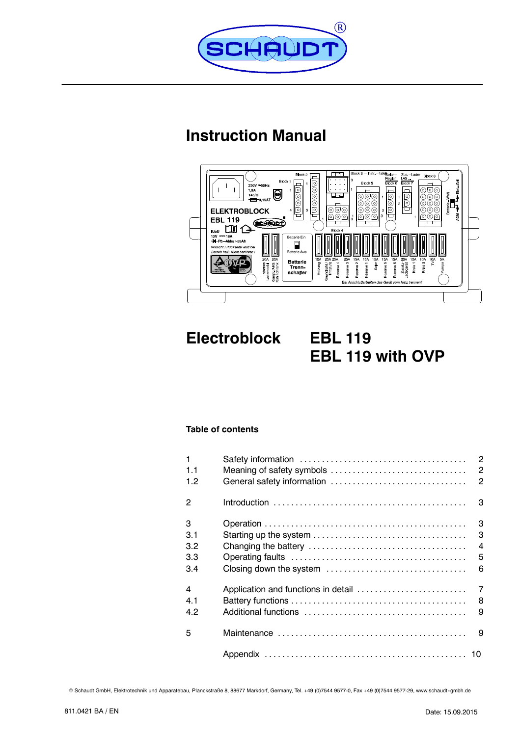# Instruction Manual

# Electroblock EBL 119
# EBL 119 with OVP

### Table of contents

| | | |
|---|---|---|
| 1 | Safety information | 2 |
| 1.1 | Meaning of safety symbols | 2 |
| 1.2 | General safety information | 2 |
| 2 | Introduction | 3 |
| 3 | Operation | 3 |
| 3.1 | Starting up the system | 3 |
| 3.2 | Changing the battery | 4 |
| 3.3 | Operating faults | 5 |
| 3.4 | Closing down the system | 6 |
| 4 | Application and functions in detail | 7 |
| 4.1 | Battery functions | 8 |
| 4.2 | Additional functions | 9 |
| 5 | Maintenance | 9 |
| | Appendix | 10 |

© Schaudt GmbH, Elektrotechnik und Apparatebau, Planckstraße 8, 88677 Markdorf, Germany, Tel. +49 (0)7544 9577-0, Fax +49 (0)7544 9577-29, www.schaudt-gmbh.de

811.0421 BA / EN

Date: 15.09.2015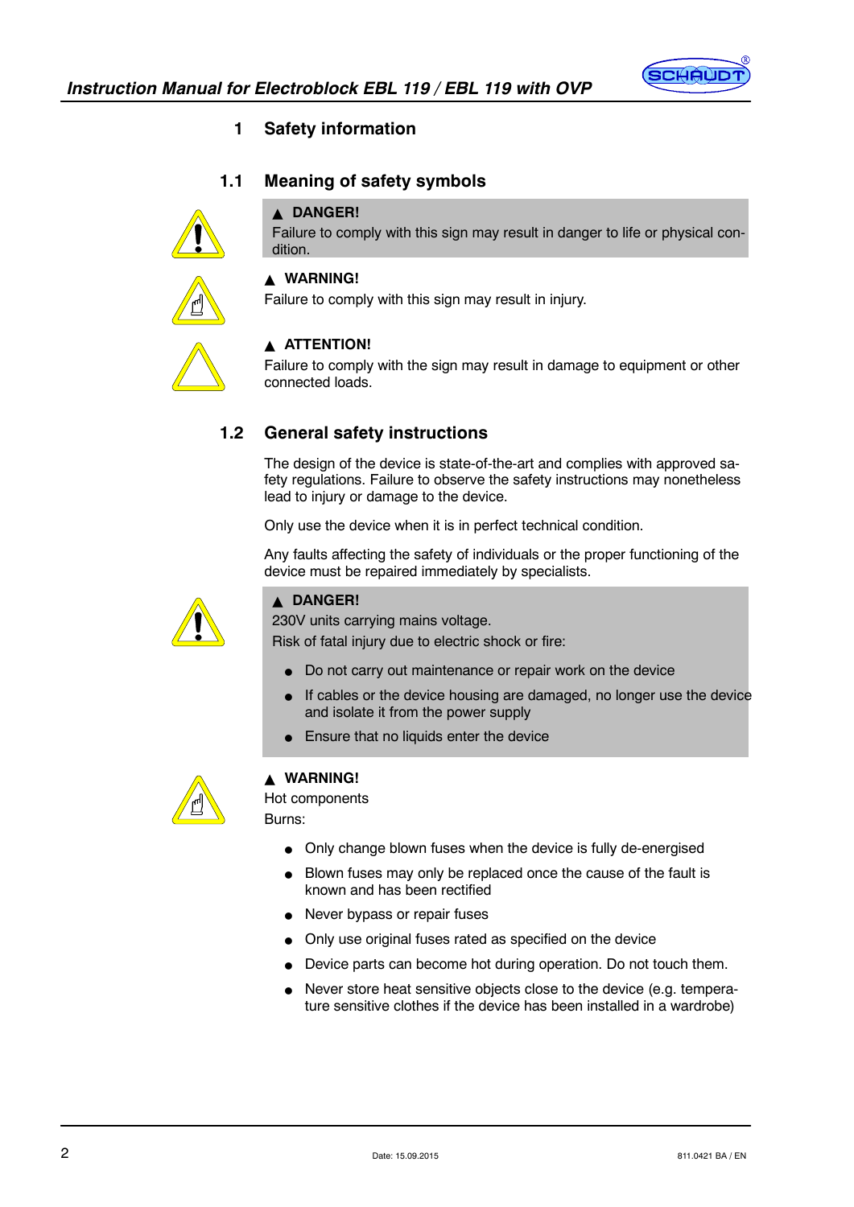# 1 Safety information

## 1.1 Meaning of safety symbols

▲ **DANGER!**
Failure to comply with this sign may result in danger to life or physical condition.

▲ **WARNING!**
Failure to comply with this sign may result in injury.

▲ **ATTENTION!**
Failure to comply with the sign may result in damage to equipment or other connected loads.

## 1.2 General safety instructions

The design of the device is state-of-the-art and complies with approved safety regulations. Failure to observe the safety instructions may nonetheless lead to injury or damage to the device.

Only use the device when it is in perfect technical condition.

Any faults affecting the safety of individuals or the proper functioning of the device must be repaired immediately by specialists.

▲ **DANGER!**
230V units carrying mains voltage.
Risk of fatal injury due to electric shock or fire:

- Do not carry out maintenance or repair work on the device
- If cables or the device housing are damaged, no longer use the device and isolate it from the power supply
- Ensure that no liquids enter the device

▲ **WARNING!**
Hot components
Burns:

- Only change blown fuses when the device is fully de-energised
- Blown fuses may only be replaced once the cause of the fault is known and has been rectified
- Never bypass or repair fuses
- Only use original fuses rated as specified on the device
- Device parts can become hot during operation. Do not touch them.
- Never store heat sensitive objects close to the device (e.g. temperature sensitive clothes if the device has been installed in a wardrobe)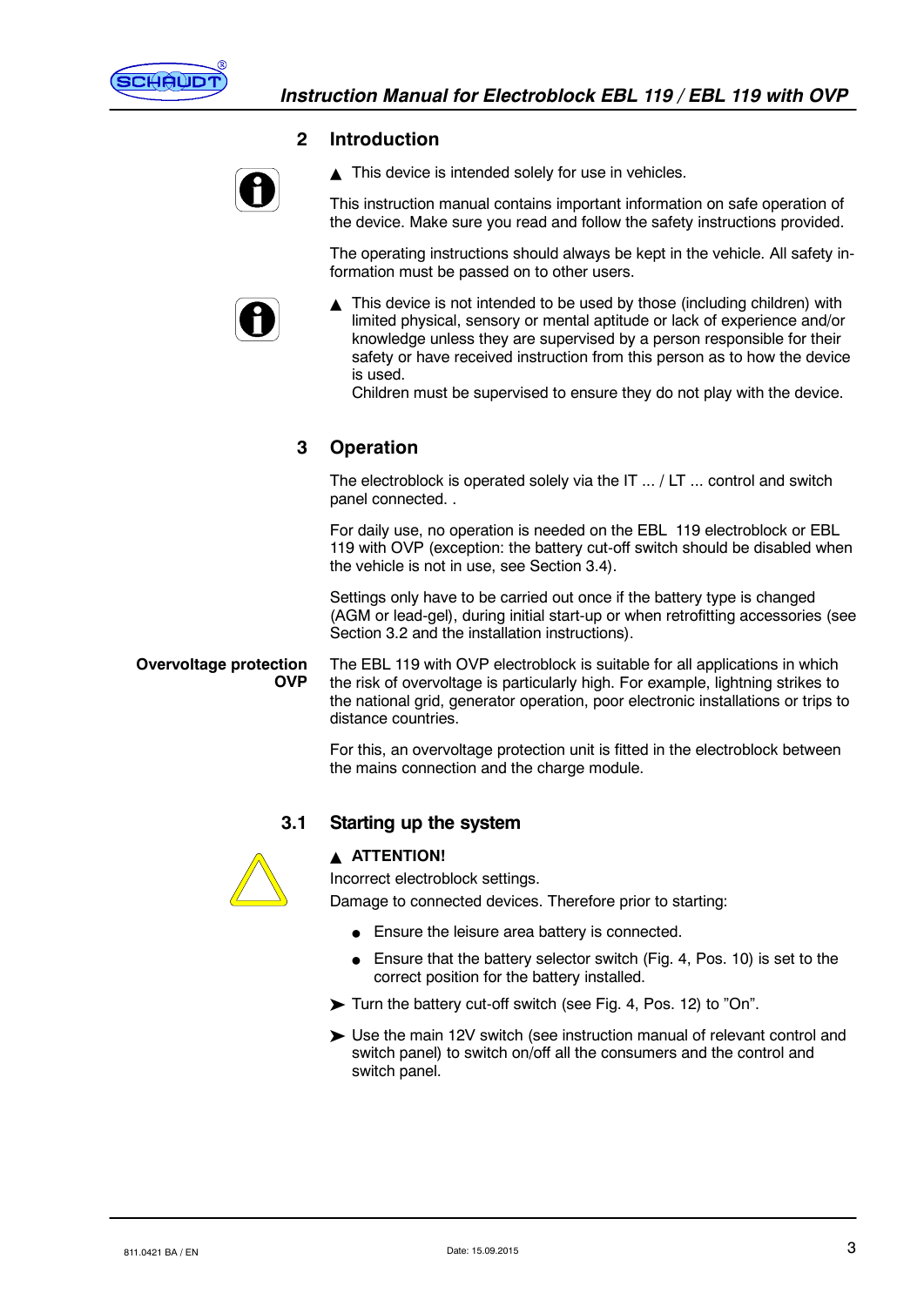## 2 Introduction

▲ This device is intended solely for use in vehicles.

This instruction manual contains important information on safe operation of the device. Make sure you read and follow the safety instructions provided.

The operating instructions should always be kept in the vehicle. All safety information must be passed on to other users.

▲ This device is not intended to be used by those (including children) with limited physical, sensory or mental aptitude or lack of experience and/or knowledge unless they are supervised by a person responsible for their safety or have received instruction from this person as to how the device is used.
Children must be supervised to ensure they do not play with the device.

## 3 Operation

The electroblock is operated solely via the IT ... / LT ... control and switch panel connected. .

For daily use, no operation is needed on the EBL 119 electroblock or EBL 119 with OVP (exception: the battery cut-off switch should be disabled when the vehicle is not in use, see Section 3.4).

Settings only have to be carried out once if the battery type is changed (AGM or lead-gel), during initial start-up or when retrofitting accessories (see Section 3.2 and the installation instructions).

**Overvoltage protection OVP**

The EBL 119 with OVP electroblock is suitable for all applications in which the risk of overvoltage is particularly high. For example, lightning strikes to the national grid, generator operation, poor electronic installations or trips to distance countries.

For this, an overvoltage protection unit is fitted in the electroblock between the mains connection and the charge module.

### 3.1 Starting up the system

▲ **ATTENTION!**

Incorrect electroblock settings.

Damage to connected devices. Therefore prior to starting:

- Ensure the leisure area battery is connected.
- Ensure that the battery selector switch (Fig. 4, Pos. 10) is set to the correct position for the battery installed.

➤ Turn the battery cut-off switch (see Fig. 4, Pos. 12) to "On".

➤ Use the main 12V switch (see instruction manual of relevant control and switch panel) to switch on/off all the consumers and the control and switch panel.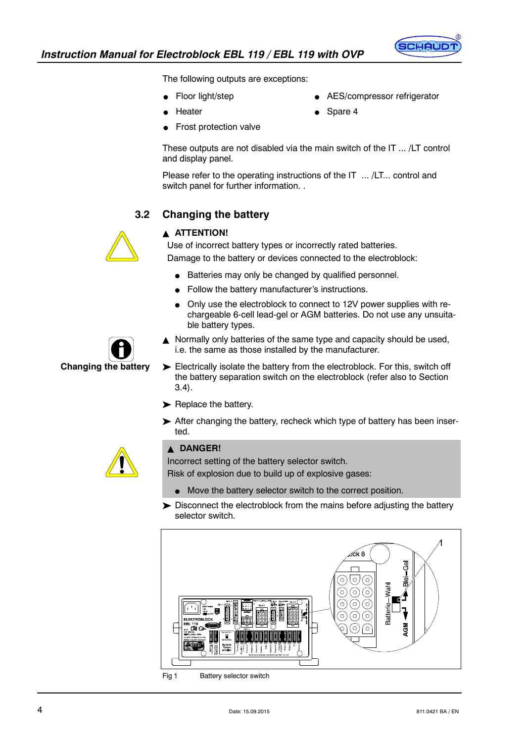The following outputs are exceptions:

- Floor light/step
- Heater
- Frost protection valve
- AES/compressor refrigerator
- Spare 4

These outputs are not disabled via the main switch of the IT ... /LT control and display panel.

Please refer to the operating instructions of the IT ... /LT... control and switch panel for further information. .

## 3.2 Changing the battery

▲ **ATTENTION!**

Use of incorrect battery types or incorrectly rated batteries.

Damage to the battery or devices connected to the electroblock:

- Batteries may only be changed by qualified personnel.
- Follow the battery manufacturer's instructions.
- Only use the electroblock to connect to 12V power supplies with rechargeable 6-cell lead-gel or AGM batteries. Do not use any unsuitable battery types.

▲ Normally only batteries of the same type and capacity should be used, i.e. the same as those installed by the manufacturer.

**Changing the battery**

➤ Electrically isolate the battery from the electroblock. For this, switch off the battery separation switch on the electroblock (refer also to Section 3.4).

➤ Replace the battery.

➤ After changing the battery, recheck which type of battery has been inserted.

▲ **DANGER!**

Incorrect setting of the battery selector switch.

Risk of explosion due to build up of explosive gases:

- Move the battery selector switch to the correct position.

➤ Disconnect the electroblock from the mains before adjusting the battery selector switch.

Fig 1 Battery selector switch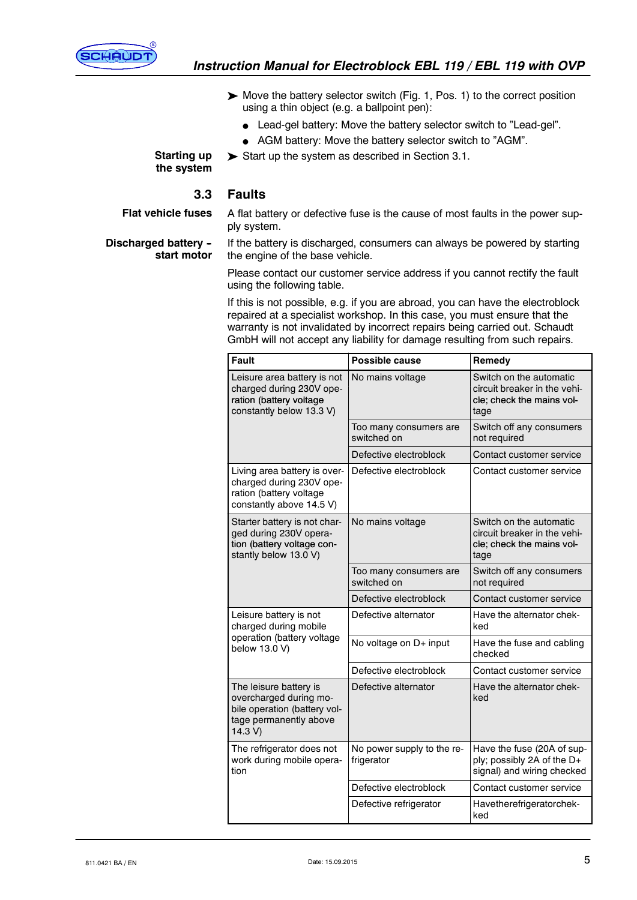➤ Move the battery selector switch (Fig. 1, Pos. 1) to the correct position using a thin object (e.g. a ballpoint pen):

- Lead-gel battery: Move the battery selector switch to "Lead-gel".
- AGM battery: Move the battery selector switch to "AGM".

**Starting up the system**

➤ Start up the system as described in Section 3.1.

## 3.3 Faults

**Flat vehicle fuses**

A flat battery or defective fuse is the cause of most faults in the power supply system.

**Discharged battery - start motor**

If the battery is discharged, consumers can always be powered by starting the engine of the base vehicle.

Please contact our customer service address if you cannot rectify the fault using the following table.

If this is not possible, e.g. if you are abroad, you can have the electroblock repaired at a specialist workshop. In this case, you must ensure that the warranty is not invalidated by incorrect repairs being carried out. Schaudt GmbH will not accept any liability for damage resulting from such repairs.

| Fault | Possible cause | Remedy |
|---|---|---|
| Leisure area battery is not charged during 230V operation (battery voltage constantly below 13.3 V) | No mains voltage | Switch on the automatic circuit breaker in the vehicle; check the mains voltage |
| | Too many consumers are switched on | Switch off any consumers not required |
| | Defective electroblock | Contact customer service |
| Living area battery is overcharged during 230V operation (battery voltage constantly above 14.5 V) | Defective electroblock | Contact customer service |
| Starter battery is not charged during 230V operation (battery voltage constantly below 13.0 V) | No mains voltage | Switch on the automatic circuit breaker in the vehicle; check the mains voltage |
| | Too many consumers are switched on | Switch off any consumers not required |
| | Defective electroblock | Contact customer service |
| Leisure battery is not charged during mobile operation (battery voltage below 13.0 V) | Defective alternator | Have the alternator chekked |
| | No voltage on D+ input | Have the fuse and cabling checked |
| | Defective electroblock | Contact customer service |
| The leisure battery is overcharged during mobile operation (battery voltage permanently above 14.3 V) | Defective alternator | Have the alternator chekked |
| The refrigerator does not work during mobile operation | No power supply to the refrigerator | Have the fuse (20A of supply; possibly 2A of the D+ signal) and wiring checked |
| | Defective electroblock | Contact customer service |
| | Defective refrigerator | Havetherefrigeratorchekked |

811.0421 BA / EN Date: 15.09.2015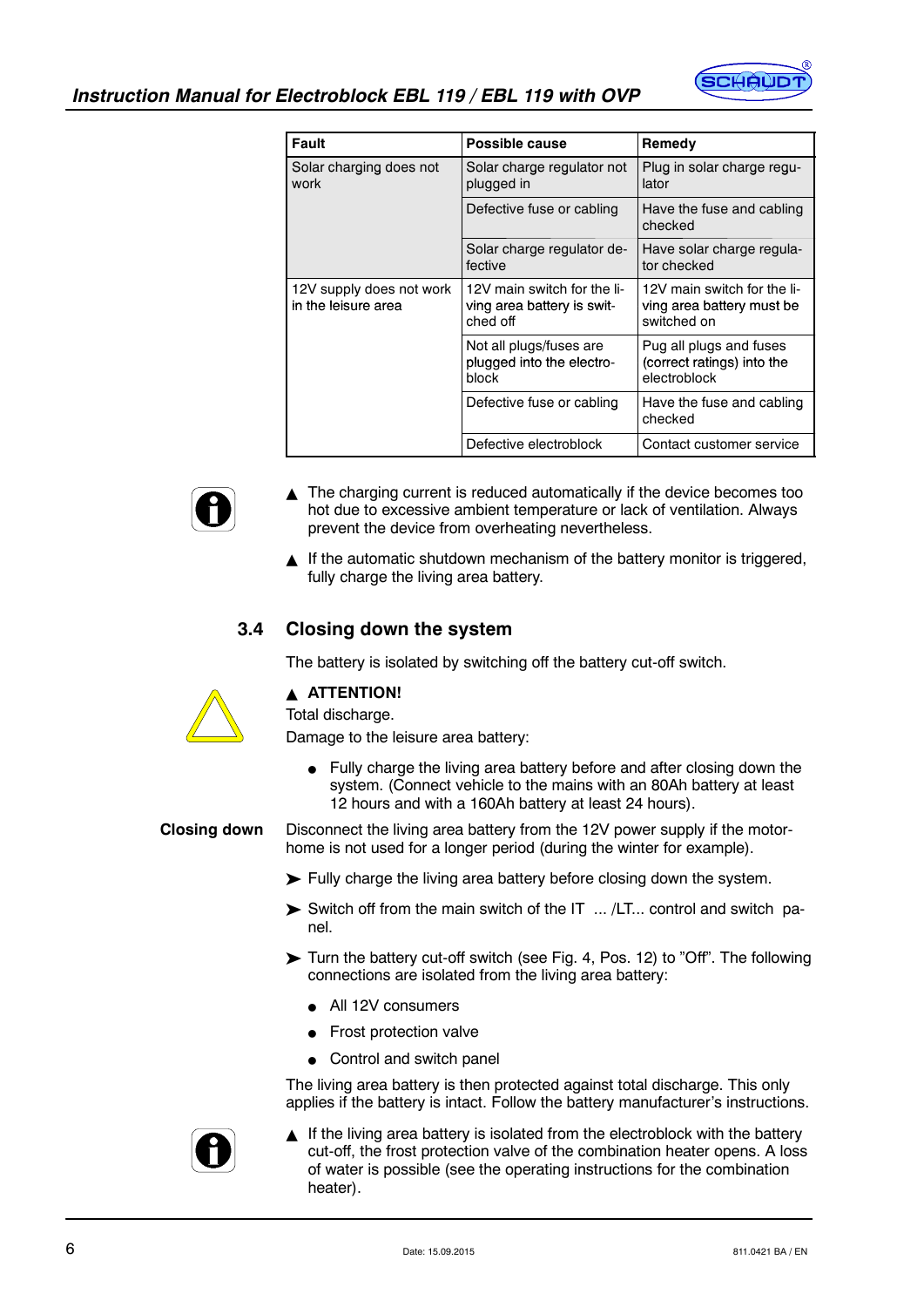| Fault | Possible cause | Remedy |
|---|---|---|
| Solar charging does not work | Solar charge regulator not plugged in | Plug in solar charge regulator |
| | Defective fuse or cabling | Have the fuse and cabling checked |
| | Solar charge regulator defective | Have solar charge regulator checked |
| 12V supply does not work in the leisure area | 12V main switch for the living area battery is switched off | 12V main switch for the living area battery must be switched on |
| | Not all plugs/fuses are plugged into the electroblock | Pug all plugs and fuses (correct ratings) into the electroblock |
| | Defective fuse or cabling | Have the fuse and cabling checked |
| | Defective electroblock | Contact customer service |

▲ The charging current is reduced automatically if the device becomes too hot due to excessive ambient temperature or lack of ventilation. Always prevent the device from overheating nevertheless.

▲ If the automatic shutdown mechanism of the battery monitor is triggered, fully charge the living area battery.

## 3.4 Closing down the system

The battery is isolated by switching off the battery cut-off switch.

▲ **ATTENTION!**

Total discharge.

Damage to the leisure area battery:

- Fully charge the living area battery before and after closing down the system. (Connect vehicle to the mains with an 80Ah battery at least 12 hours and with a 160Ah battery at least 24 hours).

**Closing down**

Disconnect the living area battery from the 12V power supply if the motorhome is not used for a longer period (during the winter for example).

➤ Fully charge the living area battery before closing down the system.

➤ Switch off from the main switch of the IT ... /LT... control and switch panel.

➤ Turn the battery cut-off switch (see Fig. 4, Pos. 12) to "Off". The following connections are isolated from the living area battery:

- All 12V consumers
- Frost protection valve
- Control and switch panel

The living area battery is then protected against total discharge. This only applies if the battery is intact. Follow the battery manufacturer's instructions.

▲ If the living area battery is isolated from the electroblock with the battery cut-off, the frost protection valve of the combination heater opens. A loss of water is possible (see the operating instructions for the combination heater).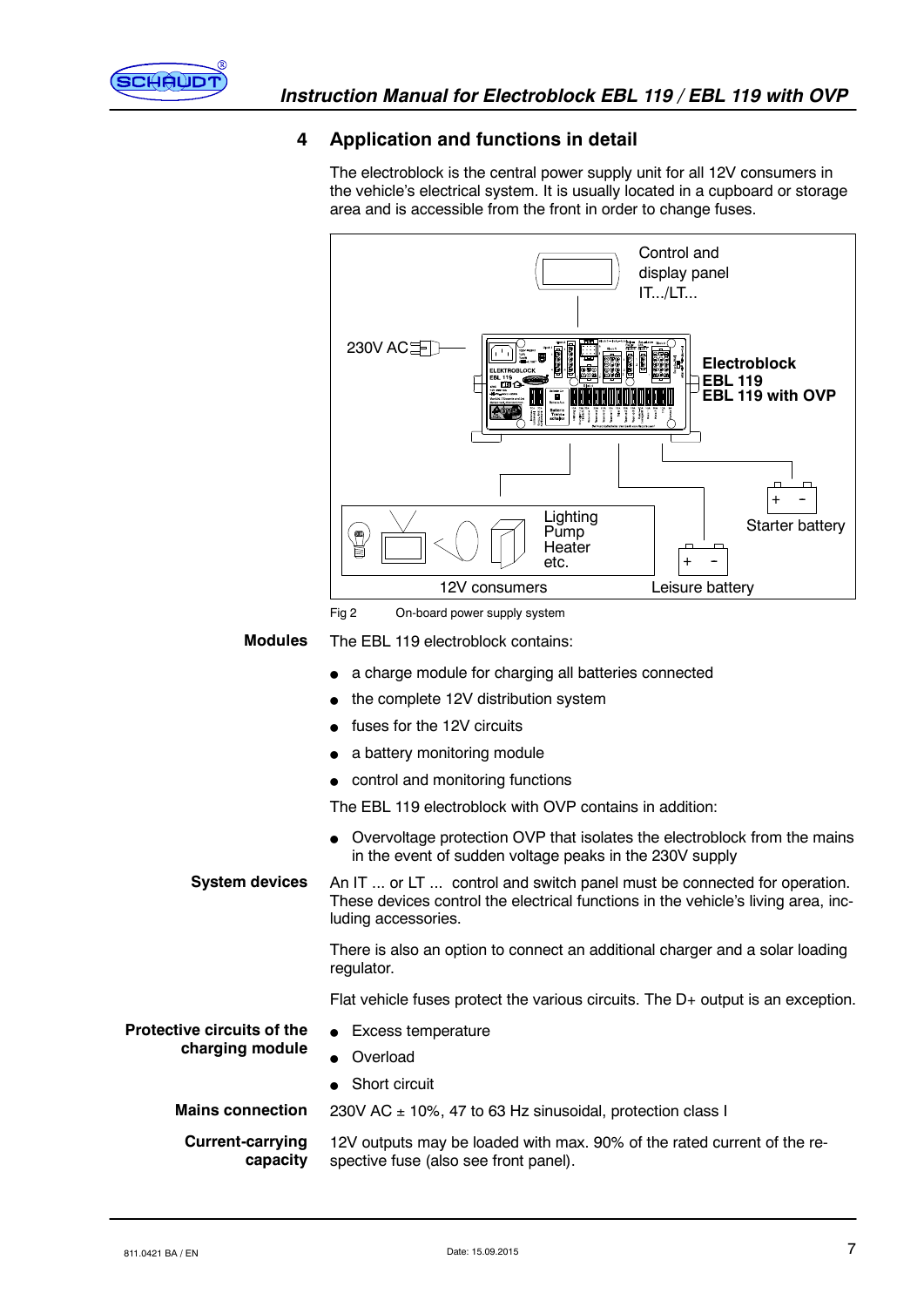## 4 Application and functions in detail

The electroblock is the central power supply unit for all 12V consumers in the vehicle's electrical system. It is usually located in a cupboard or storage area and is accessible from the front in order to change fuses.

Fig 2 On-board power supply system

**Modules**

The EBL 119 electroblock contains:

- a charge module for charging all batteries connected
- the complete 12V distribution system
- fuses for the 12V circuits
- a battery monitoring module
- control and monitoring functions

The EBL 119 electroblock with OVP contains in addition:

- Overvoltage protection OVP that isolates the electroblock from the mains in the event of sudden voltage peaks in the 230V supply

**System devices**

An IT ... or LT ... control and switch panel must be connected for operation. These devices control the electrical functions in the vehicle's living area, including accessories.

There is also an option to connect an additional charger and a solar loading regulator.

Flat vehicle fuses protect the various circuits. The D+ output is an exception.

**Protective circuits of the charging module**

- Excess temperature
- Overload
- Short circuit

**Mains connection**

230V AC ± 10%, 47 to 63 Hz sinusoidal, protection class I

**Current-carrying capacity**

12V outputs may be loaded with max. 90% of the rated current of the respective fuse (also see front panel).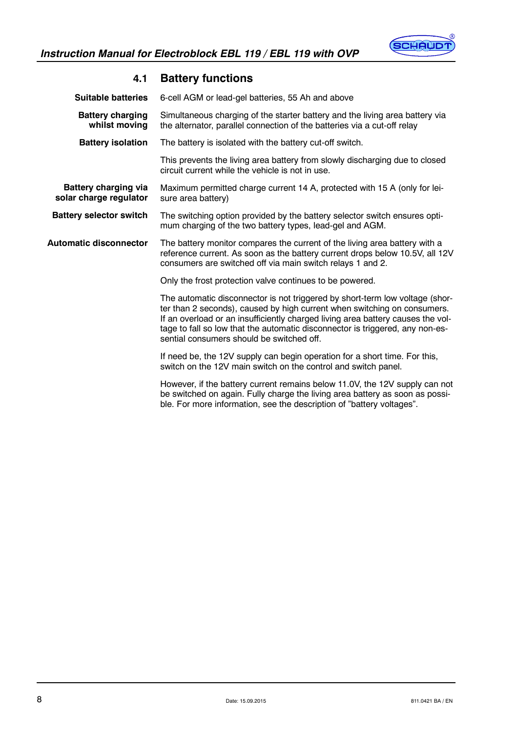## 4.1 Battery functions

**Suitable batteries**
6-cell AGM or lead-gel batteries, 55 Ah and above

**Battery charging whilst moving**
Simultaneous charging of the starter battery and the living area battery via the alternator, parallel connection of the batteries via a cut-off relay

**Battery isolation**
The battery is isolated with the battery cut-off switch.

This prevents the living area battery from slowly discharging due to closed circuit current while the vehicle is not in use.

**Battery charging via solar charge regulator**
Maximum permitted charge current 14 A, protected with 15 A (only for leisure area battery)

**Battery selector switch**
The switching option provided by the battery selector switch ensures optimum charging of the two battery types, lead-gel and AGM.

**Automatic disconnector**
The battery monitor compares the current of the living area battery with a reference current. As soon as the battery current drops below 10.5V, all 12V consumers are switched off via main switch relays 1 and 2.

Only the frost protection valve continues to be powered.

The automatic disconnector is not triggered by short-term low voltage (shorter than 2 seconds), caused by high current when switching on consumers. If an overload or an insufficiently charged living area battery causes the voltage to fall so low that the automatic disconnector is triggered, any non-essential consumers should be switched off.

If need be, the 12V supply can begin operation for a short time. For this, switch on the 12V main switch on the control and switch panel.

However, if the battery current remains below 11.0V, the 12V supply can not be switched on again. Fully charge the living area battery as soon as possible. For more information, see the description of "battery voltages".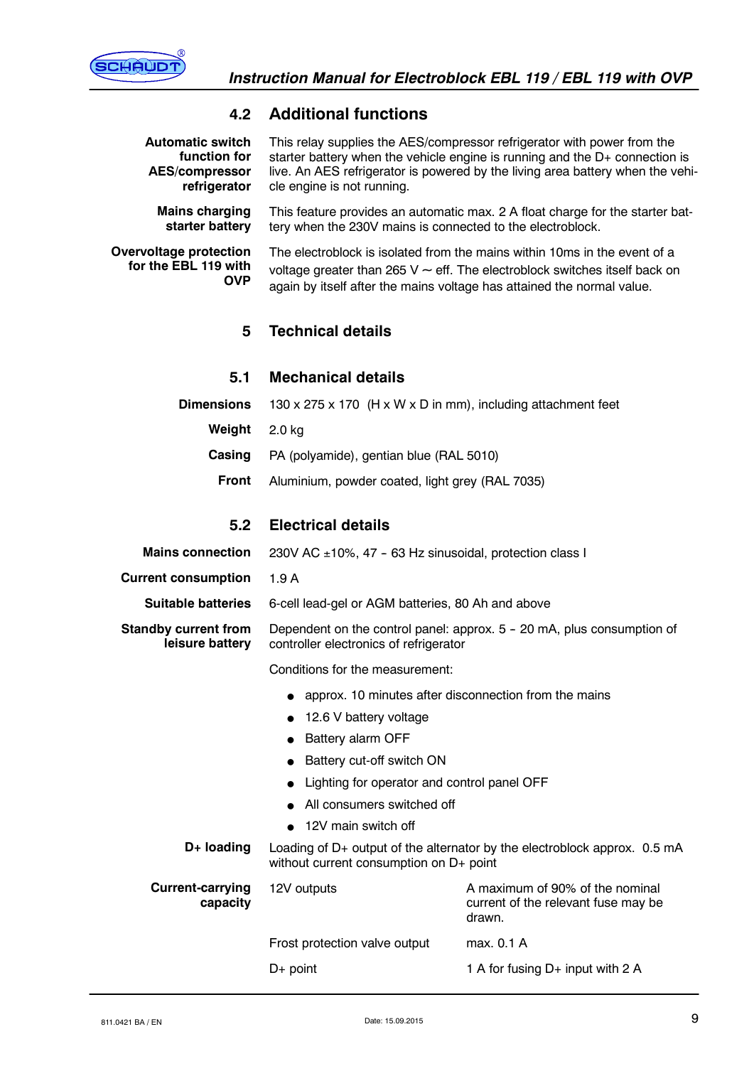## 4.2 Additional functions

**Automatic switch function for AES/compressor refrigerator**
This relay supplies the AES/compressor refrigerator with power from the starter battery when the vehicle engine is running and the D+ connection is live. An AES refrigerator is powered by the living area battery when the vehicle engine is not running.

**Mains charging starter battery**
This feature provides an automatic max. 2 A float charge for the starter battery when the 230V mains is connected to the electroblock.

**Overvoltage protection for the EBL 119 with OVP**
The electroblock is isolated from the mains within 10ms in the event of a voltage greater than 265 V ∼ eff. The electroblock switches itself back on again by itself after the mains voltage has attained the normal value.

# 5 Technical details

## 5.1 Mechanical details

**Dimensions** 130 x 275 x 170 (H x W x D in mm), including attachment feet

**Weight** 2.0 kg

**Casing** PA (polyamide), gentian blue (RAL 5010)

**Front** Aluminium, powder coated, light grey (RAL 7035)

## 5.2 Electrical details

**Mains connection** 230V AC ±10%, 47 - 63 Hz sinusoidal, protection class I

**Current consumption** 1.9 A

**Suitable batteries** 6-cell lead-gel or AGM batteries, 80 Ah and above

**Standby current from leisure battery**
Dependent on the control panel: approx. 5 - 20 mA, plus consumption of controller electronics of refrigerator

Conditions for the measurement:

- approx. 10 minutes after disconnection from the mains
- 12.6 V battery voltage
- Battery alarm OFF
- Battery cut-off switch ON
- Lighting for operator and control panel OFF
- All consumers switched off
- 12V main switch off

**D+ loading**
Loading of D+ output of the alternator by the electroblock approx. 0.5 mA without current consumption on D+ point

**Current-carrying capacity**

| | |
|---|---|
| 12V outputs | A maximum of 90% of the nominal current of the relevant fuse may be drawn. |
| Frost protection valve output | max. 0.1 A |
| D+ point | 1 A for fusing D+ input with 2 A |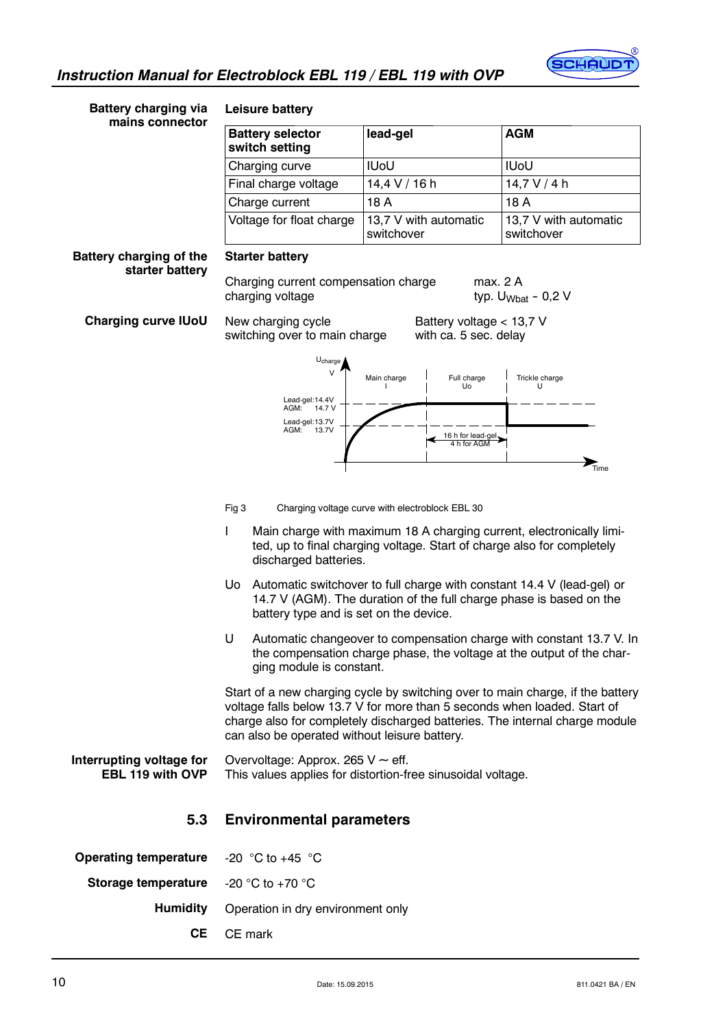**Battery charging via mains connector**

**Leisure battery**

| Battery selector switch setting | lead-gel | AGM |
|---|---|---|
| Charging curve | IUoU | IUoU |
| Final charge voltage | 14,4 V / 16 h | 14,7 V / 4 h |
| Charge current | 18 A | 18 A |
| Voltage for float charge | 13,7 V with automatic switchover | 13,7 V with automatic switchover |

**Battery charging of the starter battery**

**Starter battery**

Charging current compensation charge — max. 2 A
charging voltage — typ. $U_{Wbat}$ - 0,2 V

**Charging curve IUoU**

New charging cycle switching over to main charge — Battery voltage < 13,7 V with ca. 5 sec. delay

Fig 3 Charging voltage curve with electroblock EBL 30

- I Main charge with maximum 18 A charging current, electronically limited, up to final charging voltage. Start of charge also for completely discharged batteries.
- Uo Automatic switchover to full charge with constant 14.4 V (lead-gel) or 14.7 V (AGM). The duration of the full charge phase is based on the battery type and is set on the device.
- U Automatic changeover to compensation charge with constant 13.7 V. In the compensation charge phase, the voltage at the output of the charging module is constant.

Start of a new charging cycle by switching over to main charge, if the battery voltage falls below 13.7 V for more than 5 seconds when loaded. Start of charge also for completely discharged batteries. The internal charge module can also be operated without leisure battery.

**Interrupting voltage for EBL 119 with OVP**

Overvoltage: Approx. 265 V ~ eff.
This values applies for distortion-free sinusoidal voltage.

## 5.3 Environmental parameters

**Operating temperature** -20 °C to +45 °C

**Storage temperature** -20 °C to +70 °C

**Humidity** Operation in dry environment only

**CE** CE mark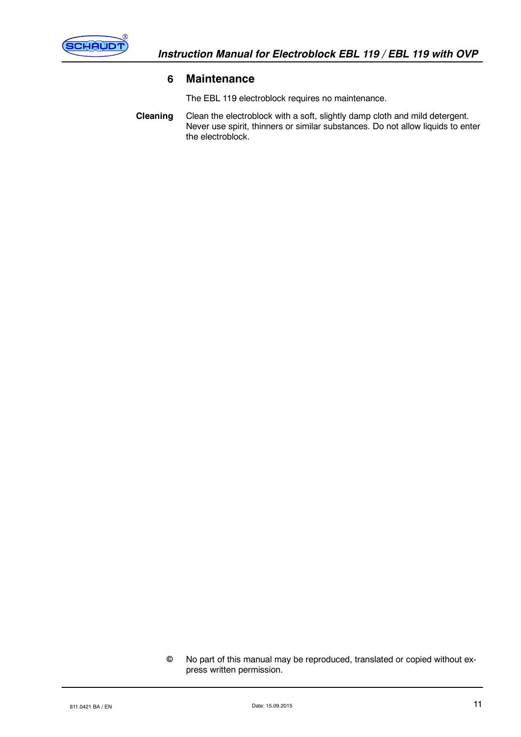# 6 Maintenance

The EBL 119 electroblock requires no maintenance.

**Cleaning** Clean the electroblock with a soft, slightly damp cloth and mild detergent. Never use spirit, thinners or similar substances. Do not allow liquids to enter the electroblock.

© No part of this manual may be reproduced, translated or copied without express written permission.

811.0421 BA / EN Date: 15.09.2015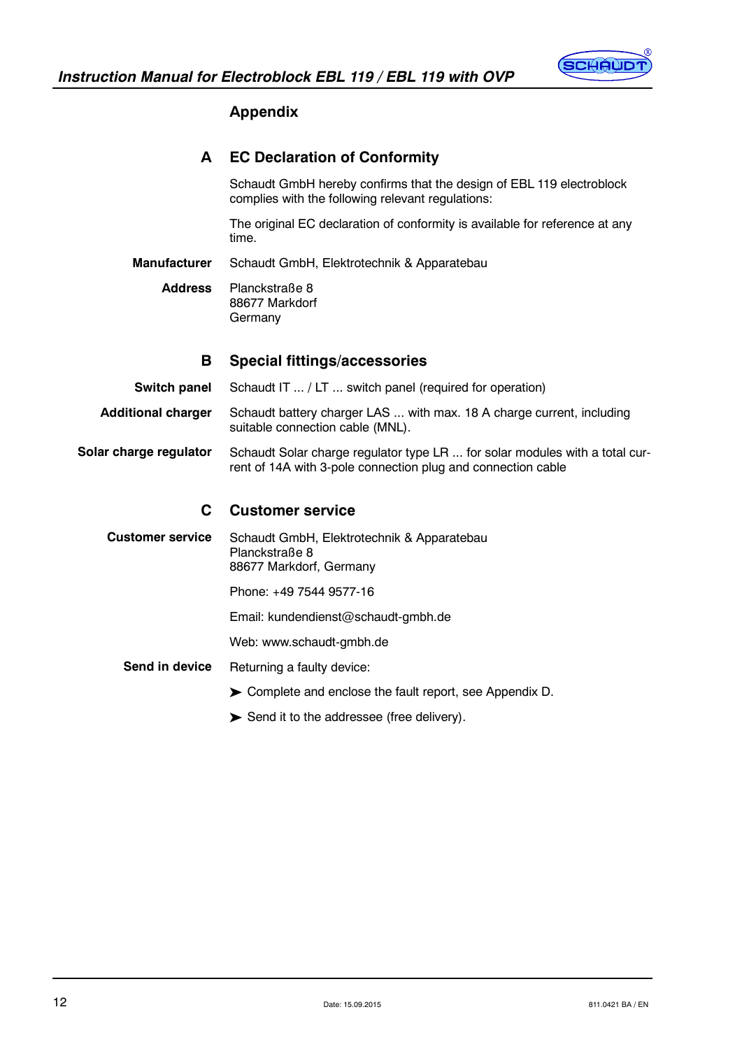## Appendix

### A EC Declaration of Conformity

Schaudt GmbH hereby confirms that the design of EBL 119 electroblock complies with the following relevant regulations:

The original EC declaration of conformity is available for reference at any time.

**Manufacturer** Schaudt GmbH, Elektrotechnik & Apparatebau

**Address** Planckstraße 8
88677 Markdorf
Germany

### B Special fittings/accessories

**Switch panel** Schaudt IT ... / LT ... switch panel (required for operation)

**Additional charger** Schaudt battery charger LAS ... with max. 18 A charge current, including suitable connection cable (MNL).

**Solar charge regulator** Schaudt Solar charge regulator type LR ... for solar modules with a total current of 14A with 3-pole connection plug and connection cable

### C Customer service

**Customer service** Schaudt GmbH, Elektrotechnik & Apparatebau
Planckstraße 8
88677 Markdorf, Germany

Phone: +49 7544 9577-16

Email: kundendienst@schaudt-gmbh.de

Web: www.schaudt-gmbh.de

**Send in device** Returning a faulty device:

➤ Complete and enclose the fault report, see Appendix D.

➤ Send it to the addressee (free delivery).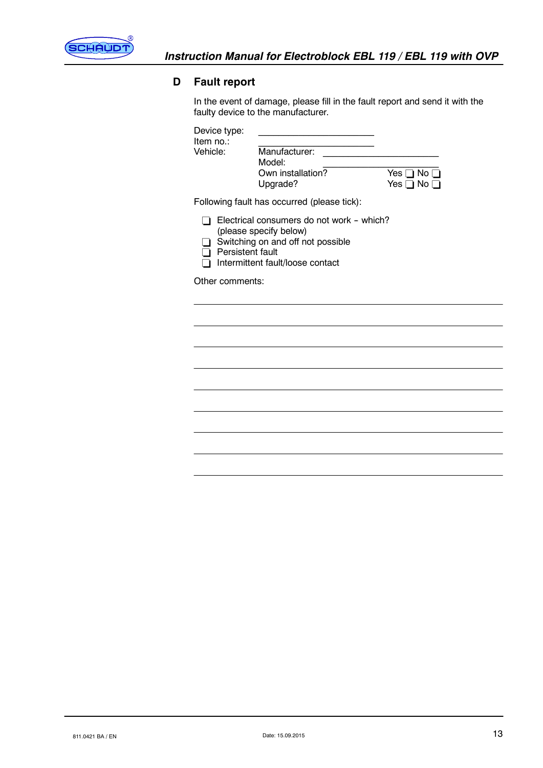## D Fault report

In the event of damage, please fill in the fault report and send it with the faulty device to the manufacturer.

Device type: ____________________

Item no.: ____________________

Vehicle: Manufacturer: ____________________

Model: ____________________

Own installation? Yes ❑ No ❑

Upgrade? Yes ❑ No ❑

Following fault has occurred (please tick):

- ❑ Electrical consumers do not work – which? (please specify below)
- ❑ Switching on and off not possible
- ❑ Persistent fault
- ❑ Intermittent fault/loose contact

Other comments:

______________________________________________________________

______________________________________________________________

______________________________________________________________

______________________________________________________________

______________________________________________________________

______________________________________________________________

______________________________________________________________

______________________________________________________________

______________________________________________________________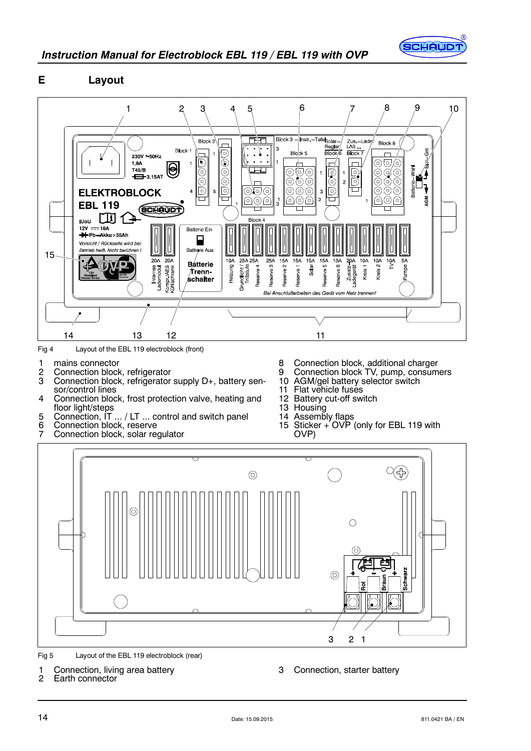## E Layout

Fig 4 Layout of the EBL 119 electroblock (front)

1 mains connector
2 Connection block, refrigerator
3 Connection block, refrigerator supply D+, battery sensor/control lines
4 Connection block, frost protection valve, heating and floor light/steps
5 Connection, IT ... / LT ... control and switch panel
6 Connection block, reserve
7 Connection block, solar regulator
8 Connection block, additional charger
9 Connection block TV, pump, consumers
10 AGM/gel battery selector switch
11 Flat vehicle fuses
12 Battery cut-off switch
13 Housing
14 Assembly flaps
15 Sticker + OVP (only for EBL 119 with OVP)

Fig 5 Layout of the EBL 119 electroblock (rear)

1 Connection, living area battery
2 Earth connector
3 Connection, starter battery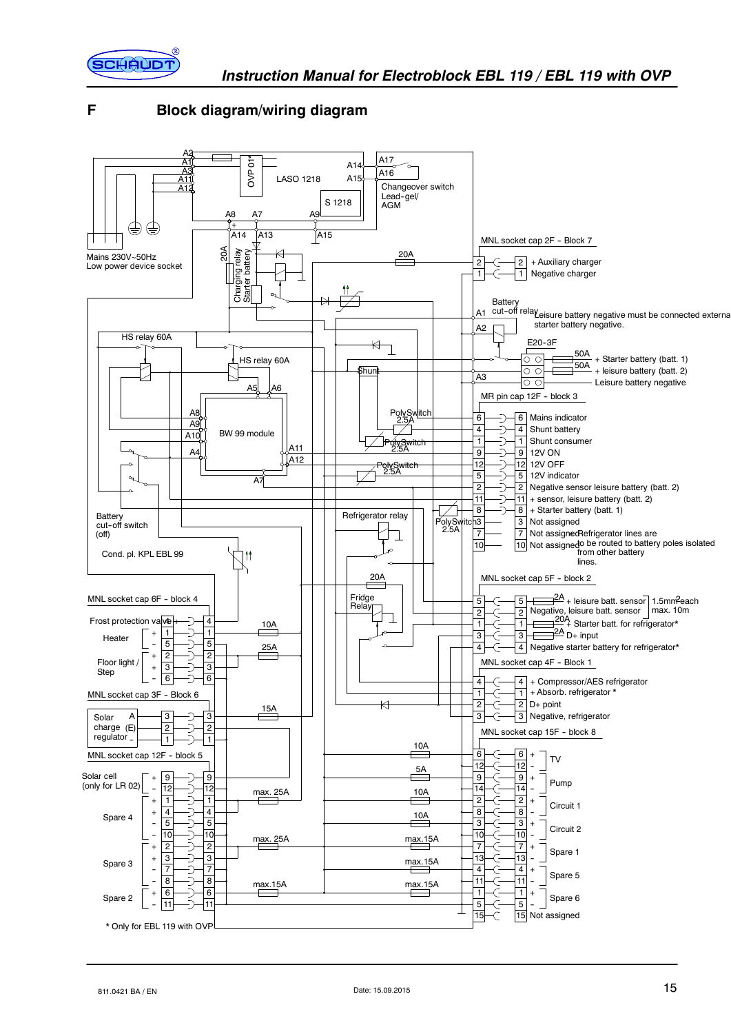## F Block diagram/wiring diagram

Mains 230V~50Hz
Low power device socket

A2
A1
A3
A11
A12

OVP 01*

LASO 1218

S 1218

A14
A15

A17
A16
Changeover switch
Lead-gel/
AGM

A8 A7 A9
A14 A13 A15

20A
Charging relay
Starter battery

20A

MNL socket cap 2F - Block 7

| Pin | Pin | Function |
|---|---|---|
| 2 | 2 | + Auxiliary charger |
| 1 | 1 | Negative charger |

Battery cut-off relay
A1
A2
Leisure battery negative must be connected externally to starter battery negative.

E20-3F

| Fuse | Function |
|---|---|
| 50A | + Starter battery (batt. 1) |
| 50A | + leisure battery (batt. 2) |
| A3 | Leisure battery negative |

HS relay 60A

HS relay 60A

A5 A6

Shunt

BW 99 module
A8
A9
A10
A4
A11
A12
A7

PolySwitch 2.5A
PolySwitch 2.5A
PolySwitch 2.5A

MR pin cap 12F - block 3

| Pin | Pin | Function |
|---|---|---|
| 6 | 6 | Mains indicator |
| 4 | 4 | Shunt battery |
| 1 | 1 | Shunt consumer |
| 9 | 9 | 12V ON |
| 12 | 12 | 12V OFF |
| 5 | 5 | 12V indicator |
| 2 | 2 | Negative sensor leisure battery (batt. 2) |
| 11 | 11 | + sensor, leisure battery (batt. 2) |
| 8 | 8 | + Starter battery (batt. 1) |
| 3 | 3 | Not assigned |
| 7 | 7 | Not assigned |
| 10 | 10 | Not assigned |

Refrigerator lines are to be routed to battery poles isolated from other battery lines.

Battery cut-off switch (off)

Refrigerator relay

PolySwitch 2.5A

Cond. pl. KPL EBL 99

20A

Fridge Relay

MNL socket cap 5F - block 2

| Pin | Pin | Fuse | Function |
|---|---|---|---|
| 5 | 5 | 2A | + leisure batt. sensor |
| 2 | 2 | | Negative, leisure batt. sensor |
| 1 | 1 | 20A | + Starter batt. for refrigerator* |
| 3 | 3 | 2A | D+ input |
| 4 | 4 | | Negative starter battery for refrigerator* |

1.5mm² each max. 10m

MNL socket cap 4F - Block 1

| Pin | Pin | Function |
|---|---|---|
| 4 | 4 | + Compressor/AES refrigerator |
| 1 | 1 | + Absorb. refrigerator * |
| 2 | 2 | D+ point |
| 3 | 3 | Negative, refrigerator |

MNL socket cap 6F - block 4

| Function | Pin | Pin | Fuse |
|---|---|---|---|
| Frost protection valve + | 4 | 4 | |
| Heater + | 1 | 1 | 10A |
| Heater - | 5 | 5 | |
| Floor light / Step + | 2 | 2 | 25A |
| Floor light / Step + | 3 | 3 | |
| Floor light / Step - | 6 | 6 | |

MNL socket cap 3F - Block 6

| Function | Pin | Pin | Fuse |
|---|---|---|---|
| Solar charge regulator A | 3 | 3 | 15A |
| Solar charge regulator (E) | 2 | 2 | |
| Solar charge regulator - | 1 | 1 | |

MNL socket cap 12F - block 5

| Function | Pin | Pin | Fuse |
|---|---|---|---|
| Solar cell (only for LR 02) + | 9 | 9 | |
| Solar cell (only for LR 02) - | 12 | 12 | max. 25A |
| Spare 4 + | 1 | 1 | |
| Spare 4 + | 4 | 4 | |
| Spare 4 - | 5 | 5 | |
| Spare 4 - | 10 | 10 | max. 25A |
| Spare 3 + | 2 | 2 | |
| Spare 3 + | 3 | 3 | |
| Spare 3 - | 7 | 7 | |
| Spare 3 - | 8 | 8 | max.15A |
| Spare 2 + | 6 | 6 | |
| Spare 2 - | 11 | 11 | |

MNL socket cap 15F - block 8

| Fuse | Pin | Pin | Function |
|---|---|---|---|
| 10A | 6 | 6 | + TV |
| | 12 | 12 | - TV |
| 5A | 9 | 9 | + Pump |
| | 14 | 14 | - Pump |
| 10A | 2 | 2 | + Circuit 1 |
| | 8 | 8 | - Circuit 1 |
| 10A | 3 | 3 | + Circuit 2 |
| | 10 | 10 | - Circuit 2 |
| max.15A | 7 | 7 | + Spare 1 |
| | 13 | 13 | - Spare 1 |
| max.15A | 4 | 4 | + Spare 5 |
| | 11 | 11 | - Spare 5 |
| max.15A | 1 | 1 | + Spare 6 |
| | 5 | 5 | - Spare 6 |
| | 15 | 15 | Not assigned |

\* Only for EBL 119 with OVP